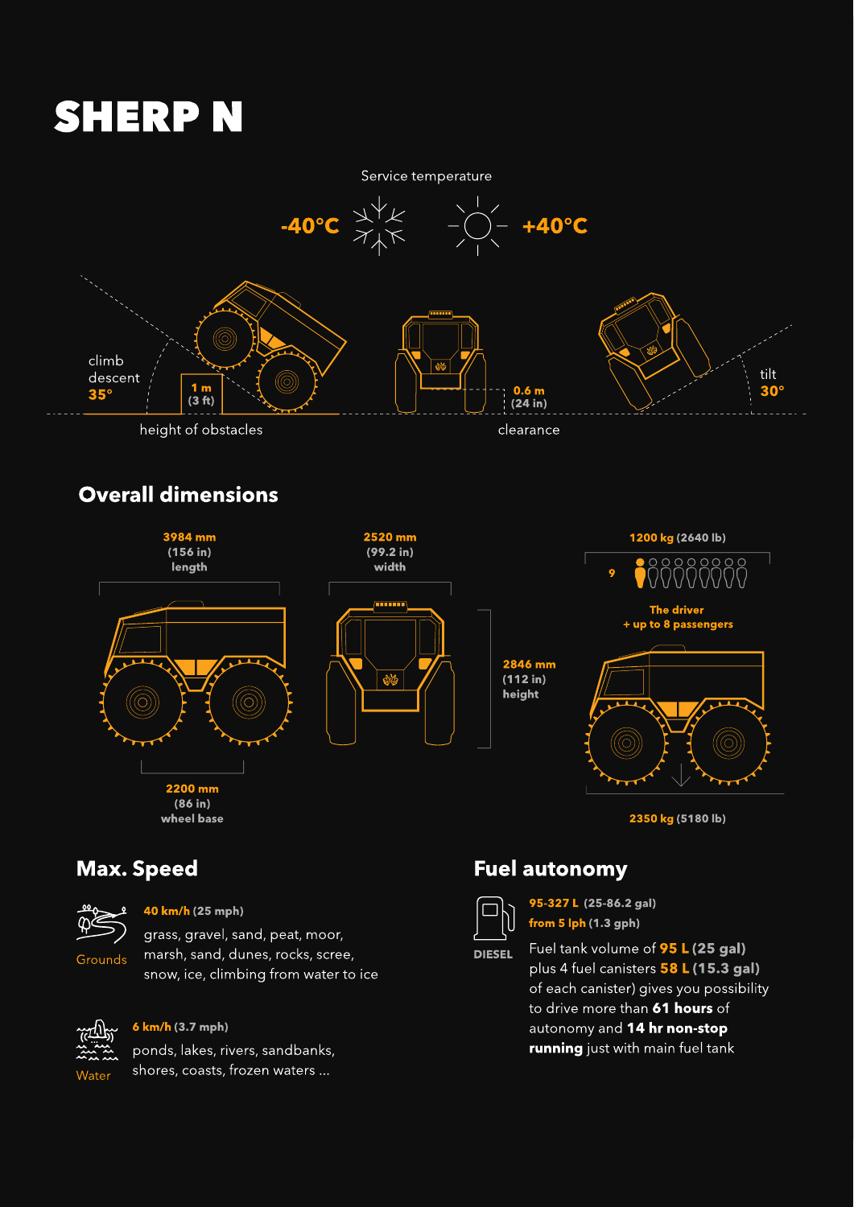# SHERP N

Service temperature

**-40°C** **+40°C**

climb
descent
**35°**

**1 m**
**(3 ft)**

height of obstacles

**0.6 m**
**(24 in)**

clearance

tilt
**30°**

## Overall dimensions

**3984 mm**
**(156 in)**
**length**

**2520 mm**
**(99.2 in)**
**width**

**2846 mm**
**(112 in)**
**height**

**2200 mm**
**(86 in)**
**wheel base**

**1200 kg (2640 lb)**

9

**The driver**
**+ up to 8 passengers**

**2350 kg (5180 lb)**

## Max. Speed

Grounds

**40 km/h (25 mph)**

grass, gravel, sand, peat, moor, marsh, sand, dunes, rocks, scree, snow, ice, climbing from water to ice

Water

**6 km/h (3.7 mph)**

ponds, lakes, rivers, sandbanks, shores, coasts, frozen waters ...

## Fuel autonomy

DIESEL

**95-327 L (25-86.2 gal)**
**from 5 lph (1.3 gph)**

Fuel tank volume of **95 L (25 gal)** plus 4 fuel canisters **58 L (15.3 gal)** of each canister) gives you possibility to drive more than **61 hours** of autonomy and **14 hr non-stop running** just with main fuel tank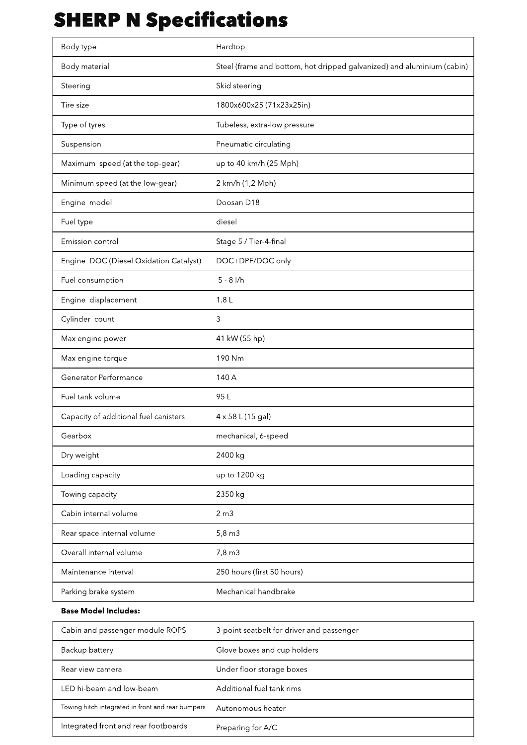# SHERP N Specifications

| | |
|---|---|
| Body type | Hardtop |
| Body material | Steel (frame and bottom, hot dripped galvanized) and aluminium (cabin) |
| Steering | Skid steering |
| Tire size | 1800x600x25 (71x23x25in) |
| Type of tyres | Tubeless, extra-low pressure |
| Suspension | Pneumatic circulating |
| Maximum speed (at the top-gear) | up to 40 km/h (25 Mph) |
| Minimum speed (at the low-gear) | 2 km/h (1,2 Mph) |
| Engine model | Doosan D18 |
| Fuel type | diesel |
| Emission control | Stage 5 / Tier-4-final |
| Engine DOC (Diesel Oxidation Catalyst) | DOC+DPF/DOC only |
| Fuel consumption | 5 - 8 l/h |
| Engine displacement | 1.8 L |
| Cylinder count | 3 |
| Max engine power | 41 kW (55 hp) |
| Max engine torque | 190 Nm |
| Generator Performance | 140 A |
| Fuel tank volume | 95 L |
| Capacity of additional fuel canisters | 4 x 58 L (15 gal) |
| Gearbox | mechanical, 6-speed |
| Dry weight | 2400 kg |
| Loading capacity | up to 1200 kg |
| Towing capacity | 2350 kg |
| Cabin internal volume | 2 m3 |
| Rear space internal volume | 5,8 m3 |
| Overall internal volume | 7,8 m3 |
| Maintenance interval | 250 hours (first 50 hours) |
| Parking brake system | Mechanical handbrake |

**Base Model Includes:**

| | |
|---|---|
| Cabin and passenger module ROPS | 3-point seatbelt for driver and passenger |
| Backup battery | Glove boxes and cup holders |
| Rear view camera | Under floor storage boxes |
| LED hi-beam and low-beam | Additional fuel tank rims |
| Towing hitch integrated in front and rear bumpers | Autonomous heater |
| Integrated front and rear footboards | Preparing for A/C |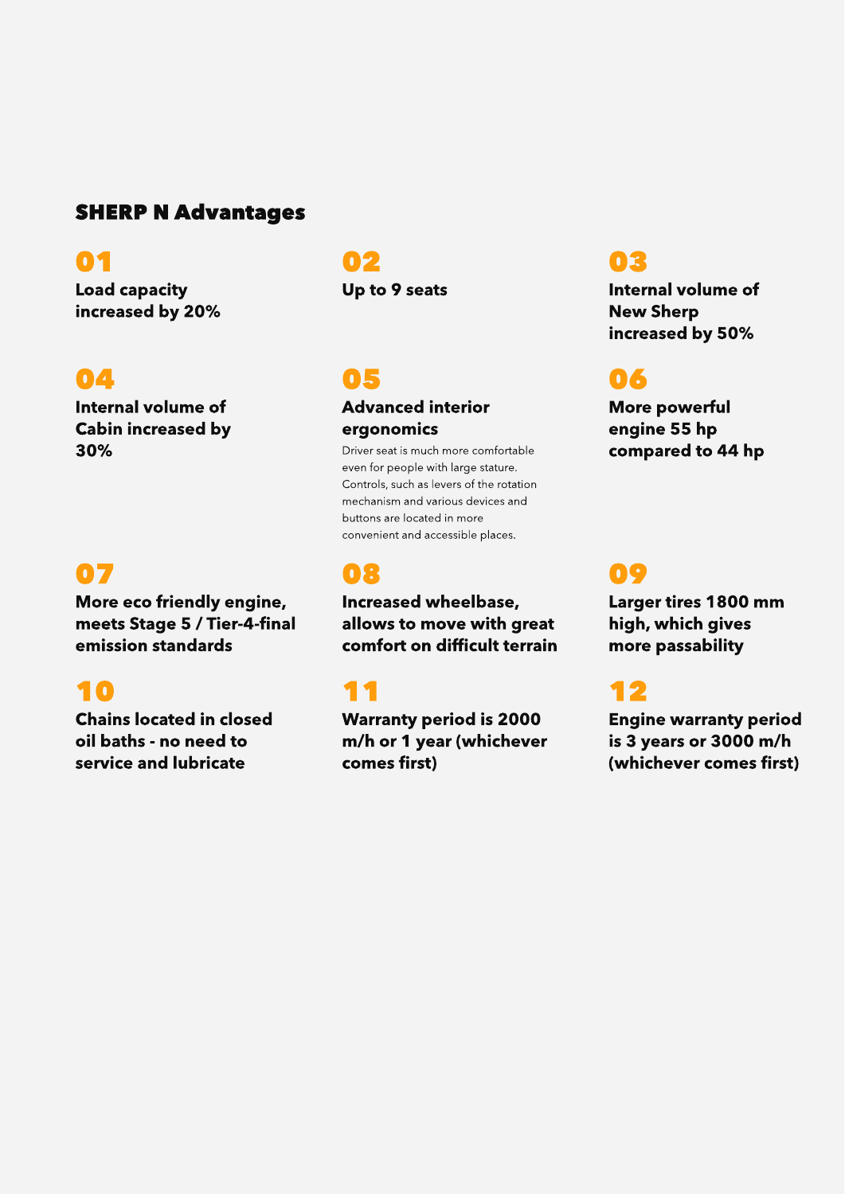## SHERP N Advantages

**01**

**Load capacity increased by 20%**

**02**

**Up to 9 seats**

**03**

**Internal volume of New Sherp increased by 50%**

**04**

**Internal volume of Cabin increased by 30%**

**05**

**Advanced interior ergonomics**

Driver seat is much more comfortable even for people with large stature. Controls, such as levers of the rotation mechanism and various devices and buttons are located in more convenient and accessible places.

**06**

**More powerful engine 55 hp compared to 44 hp**

**07**

**More eco friendly engine, meets Stage 5 / Tier-4-final emission standards**

**08**

**Increased wheelbase, allows to move with great comfort on difficult terrain**

**09**

**Larger tires 1800 mm high, which gives more passability**

**10**

**Chains located in closed oil baths - no need to service and lubricate**

**11**

**Warranty period is 2000 m/h or 1 year (whichever comes first)**

**12**

**Engine warranty period is 3 years or 3000 m/h (whichever comes first)**